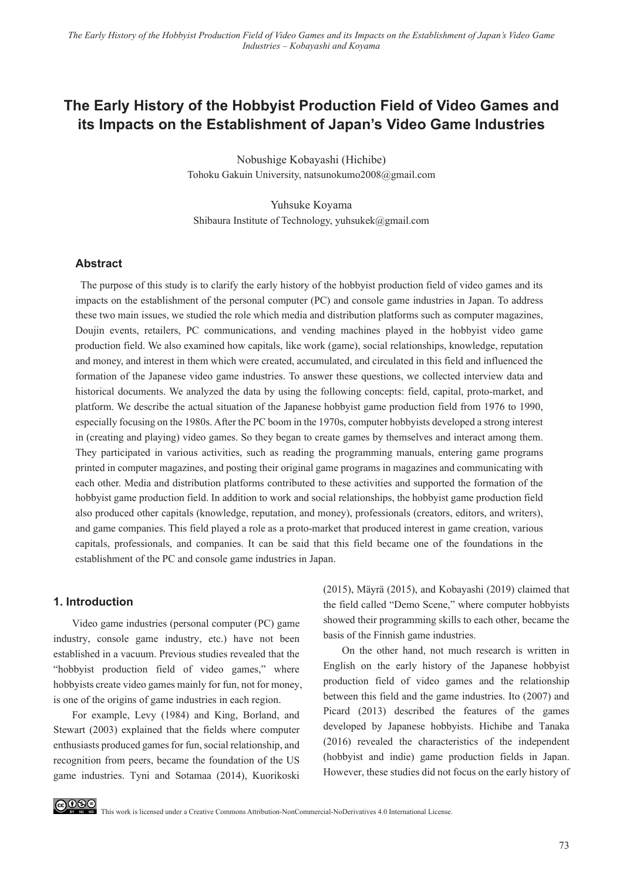# The Early History of the Hobbyist Production Field of Video Games and its Impacts on the Establishment of Japan's Video Game Industries

Nobushige Kobayashi (Hichibe)
Tohoku Gakuin University, natsunokumo2008@gmail.com

Yuhsuke Koyama
Shibaura Institute of Technology, yuhsukek@gmail.com

## Abstract

The purpose of this study is to clarify the early history of the hobbyist production field of video games and its impacts on the establishment of the personal computer (PC) and console game industries in Japan. To address these two main issues, we studied the role which media and distribution platforms such as computer magazines, Doujin events, retailers, PC communications, and vending machines played in the hobbyist video game production field. We also examined how capitals, like work (game), social relationships, knowledge, reputation and money, and interest in them which were created, accumulated, and circulated in this field and influenced the formation of the Japanese video game industries. To answer these questions, we collected interview data and historical documents. We analyzed the data by using the following concepts: field, capital, proto-market, and platform. We describe the actual situation of the Japanese hobbyist game production field from 1976 to 1990, especially focusing on the 1980s. After the PC boom in the 1970s, computer hobbyists developed a strong interest in (creating and playing) video games. So they began to create games by themselves and interact among them. They participated in various activities, such as reading the programming manuals, entering game programs printed in computer magazines, and posting their original game programs in magazines and communicating with each other. Media and distribution platforms contributed to these activities and supported the formation of the hobbyist game production field. In addition to work and social relationships, the hobbyist game production field also produced other capitals (knowledge, reputation, and money), professionals (creators, editors, and writers), and game companies. This field played a role as a proto-market that produced interest in game creation, various capitals, professionals, and companies. It can be said that this field became one of the foundations in the establishment of the PC and console game industries in Japan.

## 1. Introduction

Video game industries (personal computer (PC) game industry, console game industry, etc.) have not been established in a vacuum. Previous studies revealed that the "hobbyist production field of video games," where hobbyists create video games mainly for fun, not for money, is one of the origins of game industries in each region.

For example, Levy (1984) and King, Borland, and Stewart (2003) explained that the fields where computer enthusiasts produced games for fun, social relationship, and recognition from peers, became the foundation of the US game industries. Tyni and Sotamaa (2014), Kuorikoski (2015), Mäyrä (2015), and Kobayashi (2019) claimed that the field called "Demo Scene," where computer hobbyists showed their programming skills to each other, became the basis of the Finnish game industries.

On the other hand, not much research is written in English on the early history of the Japanese hobbyist production field of video games and the relationship between this field and the game industries. Ito (2007) and Picard (2013) described the features of the games developed by Japanese hobbyists. Hichibe and Tanaka (2016) revealed the characteristics of the independent (hobbyist and indie) game production fields in Japan. However, these studies did not focus on the early history of

This work is licensed under a Creative Commons Attribution-NonCommercial-NoDerivatives 4.0 International License.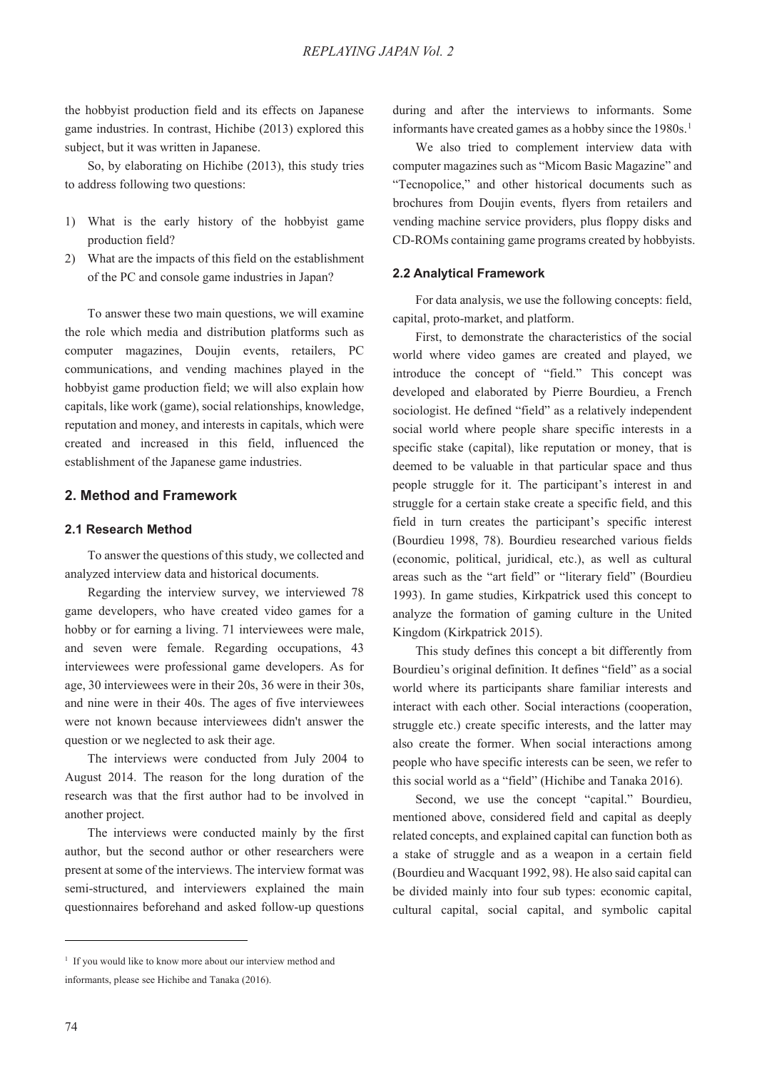the hobbyist production field and its effects on Japanese game industries. In contrast, Hichibe (2013) explored this subject, but it was written in Japanese.

So, by elaborating on Hichibe (2013), this study tries to address following two questions:

1) What is the early history of the hobbyist game production field?
2) What are the impacts of this field on the establishment of the PC and console game industries in Japan?

To answer these two main questions, we will examine the role which media and distribution platforms such as computer magazines, Doujin events, retailers, PC communications, and vending machines played in the hobbyist game production field; we will also explain how capitals, like work (game), social relationships, knowledge, reputation and money, and interests in capitals, which were created and increased in this field, influenced the establishment of the Japanese game industries.

## 2. Method and Framework

### 2.1 Research Method

To answer the questions of this study, we collected and analyzed interview data and historical documents.

Regarding the interview survey, we interviewed 78 game developers, who have created video games for a hobby or for earning a living. 71 interviewees were male, and seven were female. Regarding occupations, 43 interviewees were professional game developers. As for age, 30 interviewees were in their 20s, 36 were in their 30s, and nine were in their 40s. The ages of five interviewees were not known because interviewees didn't answer the question or we neglected to ask their age.

The interviews were conducted from July 2004 to August 2014. The reason for the long duration of the research was that the first author had to be involved in another project.

The interviews were conducted mainly by the first author, but the second author or other researchers were present at some of the interviews. The interview format was semi-structured, and interviewers explained the main questionnaires beforehand and asked follow-up questions during and after the interviews to informants. Some informants have created games as a hobby since the 1980s.[1]

We also tried to complement interview data with computer magazines such as "Micom Basic Magazine" and "Tecnopolice," and other historical documents such as brochures from Doujin events, flyers from retailers and vending machine service providers, plus floppy disks and CD-ROMs containing game programs created by hobbyists.

### 2.2 Analytical Framework

For data analysis, we use the following concepts: field, capital, proto-market, and platform.

First, to demonstrate the characteristics of the social world where video games are created and played, we introduce the concept of "field." This concept was developed and elaborated by Pierre Bourdieu, a French sociologist. He defined "field" as a relatively independent social world where people share specific interests in a specific stake (capital), like reputation or money, that is deemed to be valuable in that particular space and thus people struggle for it. The participant's interest in and struggle for a certain stake create a specific field, and this field in turn creates the participant's specific interest (Bourdieu 1998, 78). Bourdieu researched various fields (economic, political, juridical, etc.), as well as cultural areas such as the "art field" or "literary field" (Bourdieu 1993). In game studies, Kirkpatrick used this concept to analyze the formation of gaming culture in the United Kingdom (Kirkpatrick 2015).

This study defines this concept a bit differently from Bourdieu's original definition. It defines "field" as a social world where its participants share familiar interests and interact with each other. Social interactions (cooperation, struggle etc.) create specific interests, and the latter may also create the former. When social interactions among people who have specific interests can be seen, we refer to this social world as a "field" (Hichibe and Tanaka 2016).

Second, we use the concept "capital." Bourdieu, mentioned above, considered field and capital as deeply related concepts, and explained capital can function both as a stake of struggle and as a weapon in a certain field (Bourdieu and Wacquant 1992, 98). He also said capital can be divided mainly into four sub types: economic capital, cultural capital, social capital, and symbolic capital

[1] If you would like to know more about our interview method and informants, please see Hichibe and Tanaka (2016).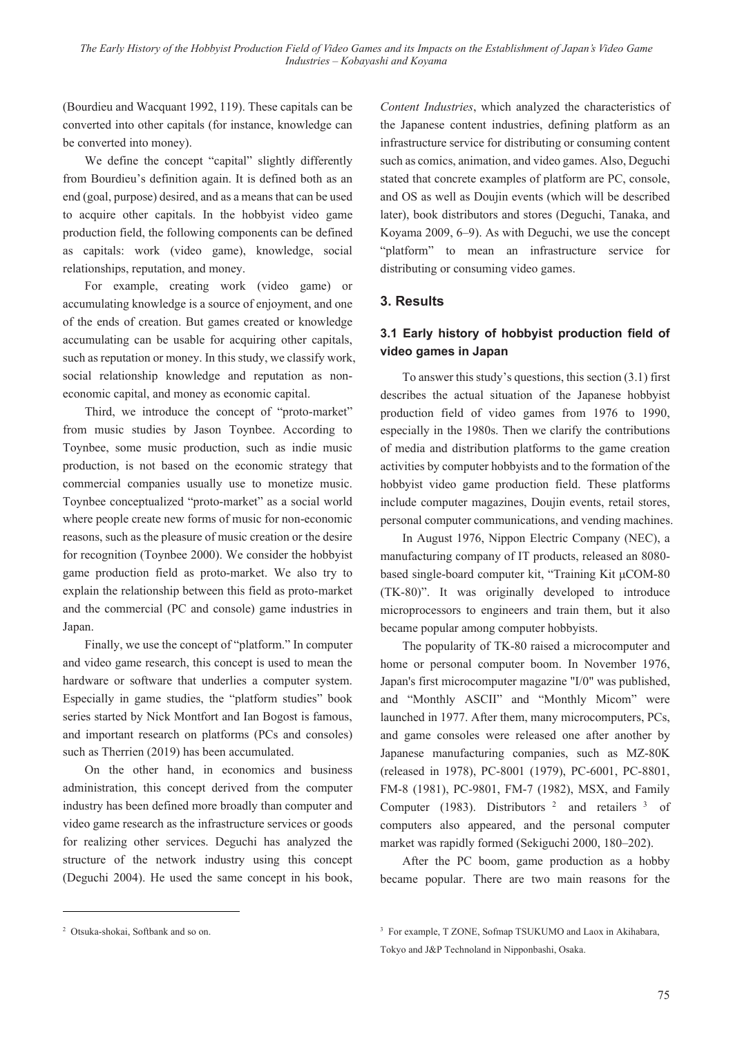(Bourdieu and Wacquant 1992, 119). These capitals can be converted into other capitals (for instance, knowledge can be converted into money).

We define the concept "capital" slightly differently from Bourdieu's definition again. It is defined both as an end (goal, purpose) desired, and as a means that can be used to acquire other capitals. In the hobbyist video game production field, the following components can be defined as capitals: work (video game), knowledge, social relationships, reputation, and money.

For example, creating work (video game) or accumulating knowledge is a source of enjoyment, and one of the ends of creation. But games created or knowledge accumulating can be usable for acquiring other capitals, such as reputation or money. In this study, we classify work, social relationship knowledge and reputation as non-economic capital, and money as economic capital.

Third, we introduce the concept of "proto-market" from music studies by Jason Toynbee. According to Toynbee, some music production, such as indie music production, is not based on the economic strategy that commercial companies usually use to monetize music. Toynbee conceptualized "proto-market" as a social world where people create new forms of music for non-economic reasons, such as the pleasure of music creation or the desire for recognition (Toynbee 2000). We consider the hobbyist game production field as proto-market. We also try to explain the relationship between this field as proto-market and the commercial (PC and console) game industries in Japan.

Finally, we use the concept of "platform." In computer and video game research, this concept is used to mean the hardware or software that underlies a computer system. Especially in game studies, the "platform studies" book series started by Nick Montfort and Ian Bogost is famous, and important research on platforms (PCs and consoles) such as Therrien (2019) has been accumulated.

On the other hand, in economics and business administration, this concept derived from the computer industry has been defined more broadly than computer and video game research as the infrastructure services or goods for realizing other services. Deguchi has analyzed the structure of the network industry using this concept (Deguchi 2004). He used the same concept in his book, *Content Industries*, which analyzed the characteristics of the Japanese content industries, defining platform as an infrastructure service for distributing or consuming content such as comics, animation, and video games. Also, Deguchi stated that concrete examples of platform are PC, console, and OS as well as Doujin events (which will be described later), book distributors and stores (Deguchi, Tanaka, and Koyama 2009, 6–9). As with Deguchi, we use the concept "platform" to mean an infrastructure service for distributing or consuming video games.

## 3. Results

### 3.1 Early history of hobbyist production field of video games in Japan

To answer this study's questions, this section (3.1) first describes the actual situation of the Japanese hobbyist production field of video games from 1976 to 1990, especially in the 1980s. Then we clarify the contributions of media and distribution platforms to the game creation activities by computer hobbyists and to the formation of the hobbyist video game production field. These platforms include computer magazines, Doujin events, retail stores, personal computer communications, and vending machines.

In August 1976, Nippon Electric Company (NEC), a manufacturing company of IT products, released an 8080-based single-board computer kit, "Training Kit μCOM-80 (TK-80)". It was originally developed to introduce microprocessors to engineers and train them, but it also became popular among computer hobbyists.

The popularity of TK-80 raised a microcomputer and home or personal computer boom. In November 1976, Japan's first microcomputer magazine "I/0" was published, and "Monthly ASCII" and "Monthly Micom" were launched in 1977. After them, many microcomputers, PCs, and game consoles were released one after another by Japanese manufacturing companies, such as MZ-80K (released in 1978), PC-8001 (1979), PC-6001, PC-8801, FM-8 (1981), PC-9801, FM-7 (1982), MSX, and Family Computer (1983). Distributors [2] and retailers [3] of computers also appeared, and the personal computer market was rapidly formed (Sekiguchi 2000, 180–202).

After the PC boom, game production as a hobby became popular. There are two main reasons for the

[2] Otsuka-shokai, Softbank and so on.

[3] For example, T ZONE, Sofmap TSUKUMO and Laox in Akihabara, Tokyo and J&P Technoland in Nipponbashi, Osaka.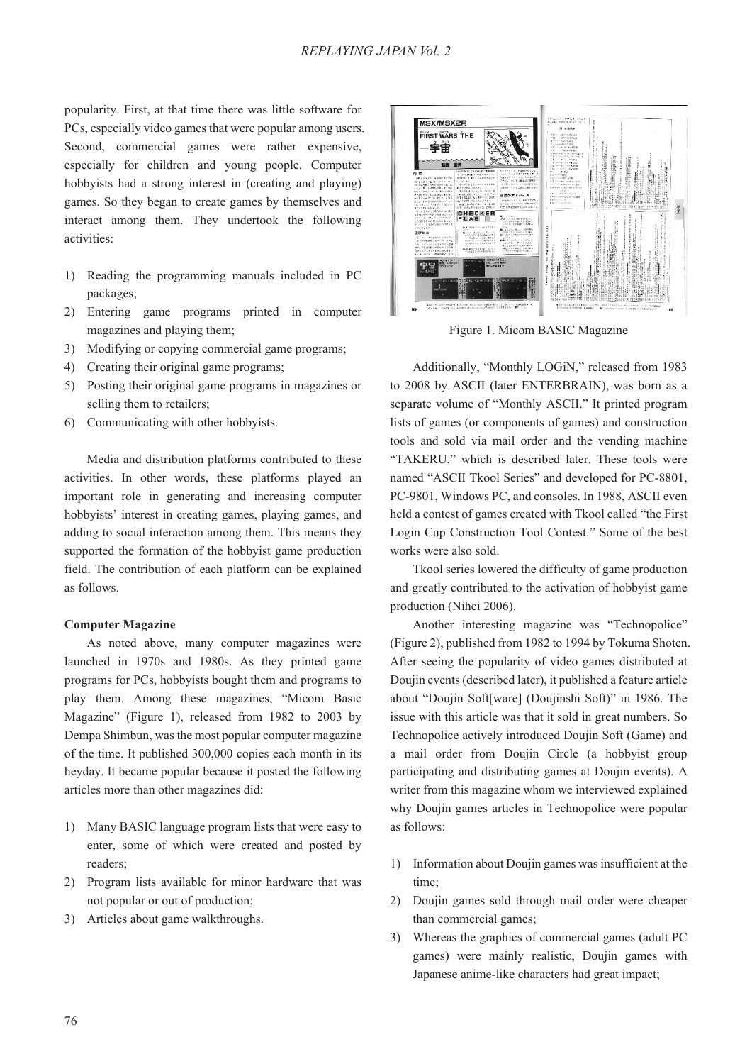popularity. First, at that time there was little software for PCs, especially video games that were popular among users. Second, commercial games were rather expensive, especially for children and young people. Computer hobbyists had a strong interest in (creating and playing) games. So they began to create games by themselves and interact among them. They undertook the following activities:

1) Reading the programming manuals included in PC packages;
2) Entering game programs printed in computer magazines and playing them;
3) Modifying or copying commercial game programs;
4) Creating their original game programs;
5) Posting their original game programs in magazines or selling them to retailers;
6) Communicating with other hobbyists.

Media and distribution platforms contributed to these activities. In other words, these platforms played an important role in generating and increasing computer hobbyists' interest in creating games, playing games, and adding to social interaction among them. This means they supported the formation of the hobbyist game production field. The contribution of each platform can be explained as follows.

**Computer Magazine**

As noted above, many computer magazines were launched in 1970s and 1980s. As they printed game programs for PCs, hobbyists bought them and programs to play them. Among these magazines, "Micom Basic Magazine" (Figure 1), released from 1982 to 2003 by Dempa Shimbun, was the most popular computer magazine of the time. It published 300,000 copies each month in its heyday. It became popular because it posted the following articles more than other magazines did:

1) Many BASIC language program lists that were easy to enter, some of which were created and posted by readers;
2) Program lists available for minor hardware that was not popular or out of production;
3) Articles about game walkthroughs.

Figure 1. Micom BASIC Magazine

Additionally, "Monthly LOGiN," released from 1983 to 2008 by ASCII (later ENTERBRAIN), was born as a separate volume of "Monthly ASCII." It printed program lists of games (or components of games) and construction tools and sold via mail order and the vending machine "TAKERU," which is described later. These tools were named "ASCII Tkool Series" and developed for PC-8801, PC-9801, Windows PC, and consoles. In 1988, ASCII even held a contest of games created with Tkool called "the First Login Cup Construction Tool Contest." Some of the best works were also sold.

Tkool series lowered the difficulty of game production and greatly contributed to the activation of hobbyist game production (Nihei 2006).

Another interesting magazine was "Technopolice" (Figure 2), published from 1982 to 1994 by Tokuma Shoten. After seeing the popularity of video games distributed at Doujin events (described later), it published a feature article about "Doujin Soft[ware] (Doujinshi Soft)" in 1986. The issue with this article was that it sold in great numbers. So Technopolice actively introduced Doujin Soft (Game) and a mail order from Doujin Circle (a hobbyist group participating and distributing games at Doujin events). A writer from this magazine whom we interviewed explained why Doujin games articles in Technopolice were popular as follows:

1) Information about Doujin games was insufficient at the time;
2) Doujin games sold through mail order were cheaper than commercial games;
3) Whereas the graphics of commercial games (adult PC games) were mainly realistic, Doujin games with Japanese anime-like characters had great impact;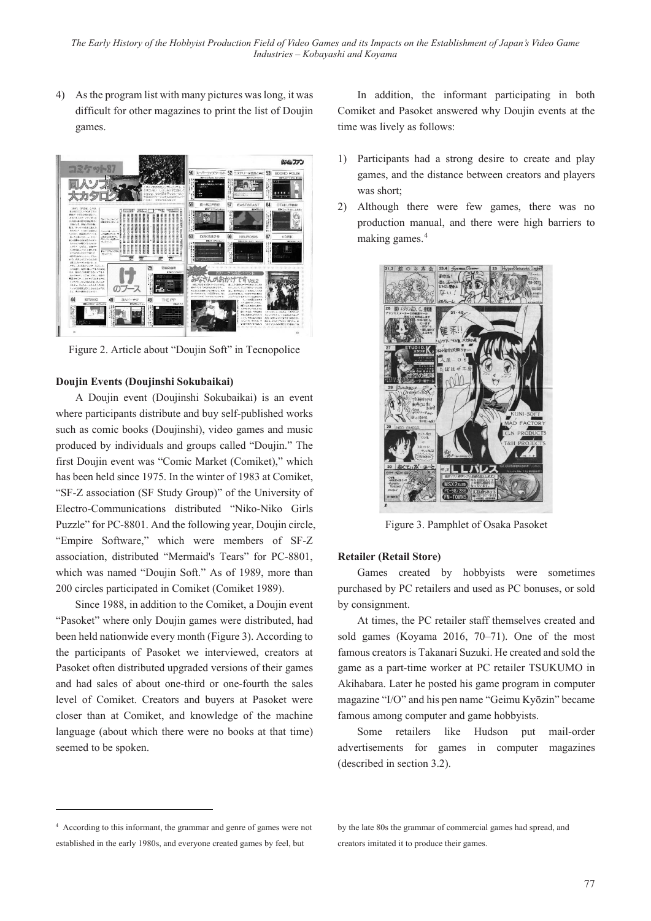4) As the program list with many pictures was long, it was difficult for other magazines to print the list of Doujin games.

Figure 2. Article about "Doujin Soft" in Tecnopolice

**Doujin Events (Doujinshi Sokubaikai)**

A Doujin event (Doujinshi Sokubaikai) is an event where participants distribute and buy self-published works such as comic books (Doujinshi), video games and music produced by individuals and groups called "Doujin." The first Doujin event was "Comic Market (Comiket)," which has been held since 1975. In the winter of 1983 at Comiket, "SF-Z association (SF Study Group)" of the University of Electro-Communications distributed "Niko-Niko Girls Puzzle" for PC-8801. And the following year, Doujin circle, "Empire Software," which were members of SF-Z association, distributed "Mermaid's Tears" for PC-8801, which was named "Doujin Soft." As of 1989, more than 200 circles participated in Comiket (Comiket 1989).

Since 1988, in addition to the Comiket, a Doujin event "Pasoket" where only Doujin games were distributed, had been held nationwide every month (Figure 3). According to the participants of Pasoket we interviewed, creators at Pasoket often distributed upgraded versions of their games and had sales of about one-third or one-fourth the sales level of Comiket. Creators and buyers at Pasoket were closer than at Comiket, and knowledge of the machine language (about which there were no books at that time) seemed to be spoken.

In addition, the informant participating in both Comiket and Pasoket answered why Doujin events at the time was lively as follows:

1) Participants had a strong desire to create and play games, and the distance between creators and players was short;
2) Although there were few games, there was no production manual, and there were high barriers to making games.[4]

Figure 3. Pamphlet of Osaka Pasoket

**Retailer (Retail Store)**

Games created by hobbyists were sometimes purchased by PC retailers and used as PC bonuses, or sold by consignment.

At times, the PC retailer staff themselves created and sold games (Koyama 2016, 70–71). One of the most famous creators is Takanari Suzuki. He created and sold the game as a part-time worker at PC retailer TSUKUMO in Akihabara. Later he posted his game program in computer magazine "I/O" and his pen name "Geimu Kyōzin" became famous among computer and game hobbyists.

Some retailers like Hudson put mail-order advertisements for games in computer magazines (described in section 3.2).

---

[4] According to this informant, the grammar and genre of games were not established in the early 1980s, and everyone created games by feel, but by the late 80s the grammar of commercial games had spread, and creators imitated it to produce their games.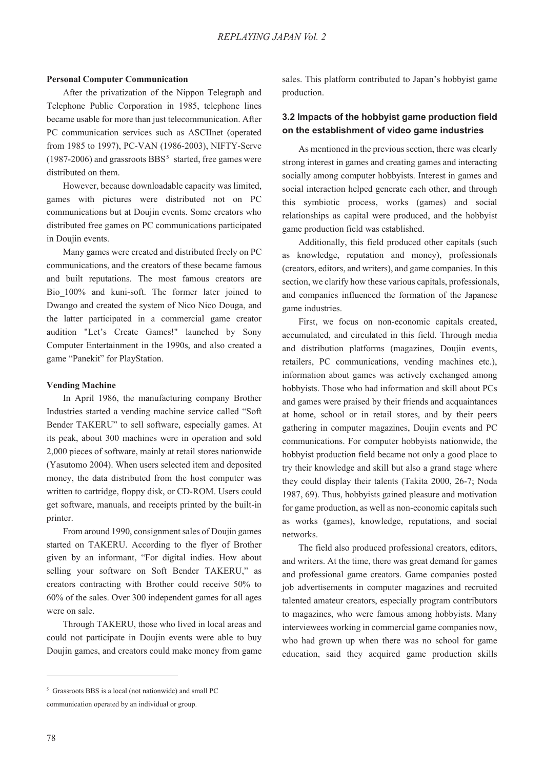**Personal Computer Communication**

After the privatization of the Nippon Telegraph and Telephone Public Corporation in 1985, telephone lines became usable for more than just telecommunication. After PC communication services such as ASCIInet (operated from 1985 to 1997), PC-VAN (1986-2003), NIFTY-Serve (1987-2006) and grassroots BBS[5] started, free games were distributed on them.

However, because downloadable capacity was limited, games with pictures were distributed not on PC communications but at Doujin events. Some creators who distributed free games on PC communications participated in Doujin events.

Many games were created and distributed freely on PC communications, and the creators of these became famous and built reputations. The most famous creators are Bio_100% and kuni-soft. The former later joined to Dwango and created the system of Nico Nico Douga, and the latter participated in a commercial game creator audition "Let's Create Games!" launched by Sony Computer Entertainment in the 1990s, and also created a game "Panekit" for PlayStation.

**Vending Machine**

In April 1986, the manufacturing company Brother Industries started a vending machine service called "Soft Bender TAKERU" to sell software, especially games. At its peak, about 300 machines were in operation and sold 2,000 pieces of software, mainly at retail stores nationwide (Yasutomo 2004). When users selected item and deposited money, the data distributed from the host computer was written to cartridge, floppy disk, or CD-ROM. Users could get software, manuals, and receipts printed by the built-in printer.

From around 1990, consignment sales of Doujin games started on TAKERU. According to the flyer of Brother given by an informant, "For digital indies. How about selling your software on Soft Bender TAKERU," as creators contracting with Brother could receive 50% to 60% of the sales. Over 300 independent games for all ages were on sale.

Through TAKERU, those who lived in local areas and could not participate in Doujin events were able to buy Doujin games, and creators could make money from game sales. This platform contributed to Japan's hobbyist game production.

### 3.2 Impacts of the hobbyist game production field on the establishment of video game industries

As mentioned in the previous section, there was clearly strong interest in games and creating games and interacting socially among computer hobbyists. Interest in games and social interaction helped generate each other, and through this symbiotic process, works (games) and social relationships as capital were produced, and the hobbyist game production field was established.

Additionally, this field produced other capitals (such as knowledge, reputation and money), professionals (creators, editors, and writers), and game companies. In this section, we clarify how these various capitals, professionals, and companies influenced the formation of the Japanese game industries.

First, we focus on non-economic capitals created, accumulated, and circulated in this field. Through media and distribution platforms (magazines, Doujin events, retailers, PC communications, vending machines etc.), information about games was actively exchanged among hobbyists. Those who had information and skill about PCs and games were praised by their friends and acquaintances at home, school or in retail stores, and by their peers gathering in computer magazines, Doujin events and PC communications. For computer hobbyists nationwide, the hobbyist production field became not only a good place to try their knowledge and skill but also a grand stage where they could display their talents (Takita 2000, 26-7; Noda 1987, 69). Thus, hobbyists gained pleasure and motivation for game production, as well as non-economic capitals such as works (games), knowledge, reputations, and social networks.

The field also produced professional creators, editors, and writers. At the time, there was great demand for games and professional game creators. Game companies posted job advertisements in computer magazines and recruited talented amateur creators, especially program contributors to magazines, who were famous among hobbyists. Many interviewees working in commercial game companies now, who had grown up when there was no school for game education, said they acquired game production skills

[5] Grassroots BBS is a local (not nationwide) and small PC communication operated by an individual or group.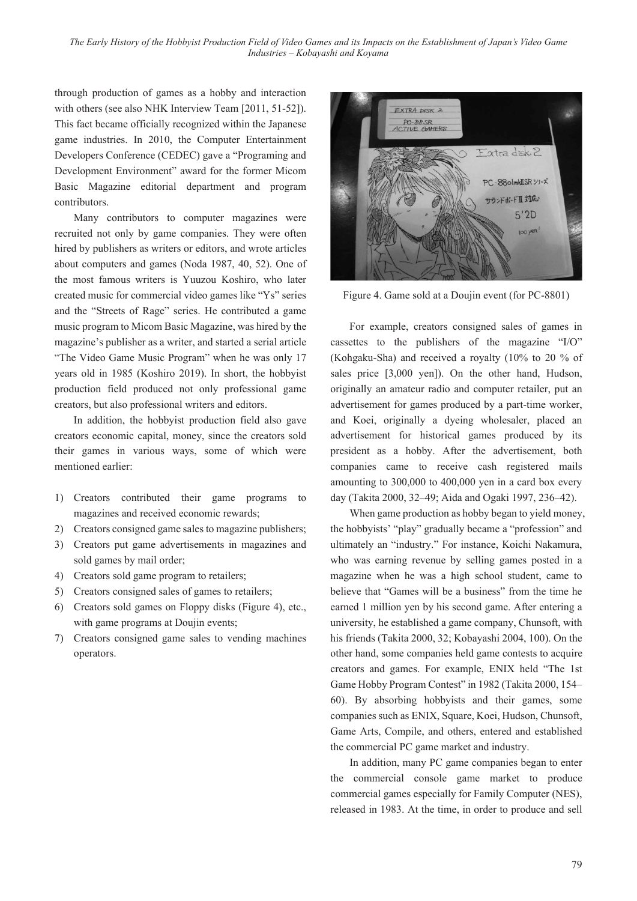through production of games as a hobby and interaction with others (see also NHK Interview Team [2011, 51-52]). This fact became officially recognized within the Japanese game industries. In 2010, the Computer Entertainment Developers Conference (CEDEC) gave a "Programing and Development Environment" award for the former Micom Basic Magazine editorial department and program contributors.

Many contributors to computer magazines were recruited not only by game companies. They were often hired by publishers as writers or editors, and wrote articles about computers and games (Noda 1987, 40, 52). One of the most famous writers is Yuuzou Koshiro, who later created music for commercial video games like "Ys" series and the "Streets of Rage" series. He contributed a game music program to Micom Basic Magazine, was hired by the magazine's publisher as a writer, and started a serial article "The Video Game Music Program" when he was only 17 years old in 1985 (Koshiro 2019). In short, the hobbyist production field produced not only professional game creators, but also professional writers and editors.

In addition, the hobbyist production field also gave creators economic capital, money, since the creators sold their games in various ways, some of which were mentioned earlier:

1) Creators contributed their game programs to magazines and received economic rewards;
2) Creators consigned game sales to magazine publishers;
3) Creators put game advertisements in magazines and sold games by mail order;
4) Creators sold game program to retailers;
5) Creators consigned sales of games to retailers;
6) Creators sold games on Floppy disks (Figure 4), etc., with game programs at Doujin events;
7) Creators consigned game sales to vending machines operators.

Figure 4. Game sold at a Doujin event (for PC-8801)

For example, creators consigned sales of games in cassettes to the publishers of the magazine "I/O" (Kohgaku-Sha) and received a royalty (10% to 20 % of sales price [3,000 yen]). On the other hand, Hudson, originally an amateur radio and computer retailer, put an advertisement for games produced by a part-time worker, and Koei, originally a dyeing wholesaler, placed an advertisement for historical games produced by its president as a hobby. After the advertisement, both companies came to receive cash registered mails amounting to 300,000 to 400,000 yen in a card box every day (Takita 2000, 32–49; Aida and Ogaki 1997, 236–42).

When game production as hobby began to yield money, the hobbyists' "play" gradually became a "profession" and ultimately an "industry." For instance, Koichi Nakamura, who was earning revenue by selling games posted in a magazine when he was a high school student, came to believe that "Games will be a business" from the time he earned 1 million yen by his second game. After entering a university, he established a game company, Chunsoft, with his friends (Takita 2000, 32; Kobayashi 2004, 100). On the other hand, some companies held game contests to acquire creators and games. For example, ENIX held "The 1st Game Hobby Program Contest" in 1982 (Takita 2000, 154–60). By absorbing hobbyists and their games, some companies such as ENIX, Square, Koei, Hudson, Chunsoft, Game Arts, Compile, and others, entered and established the commercial PC game market and industry.

In addition, many PC game companies began to enter the commercial console game market to produce commercial games especially for Family Computer (NES), released in 1983. At the time, in order to produce and sell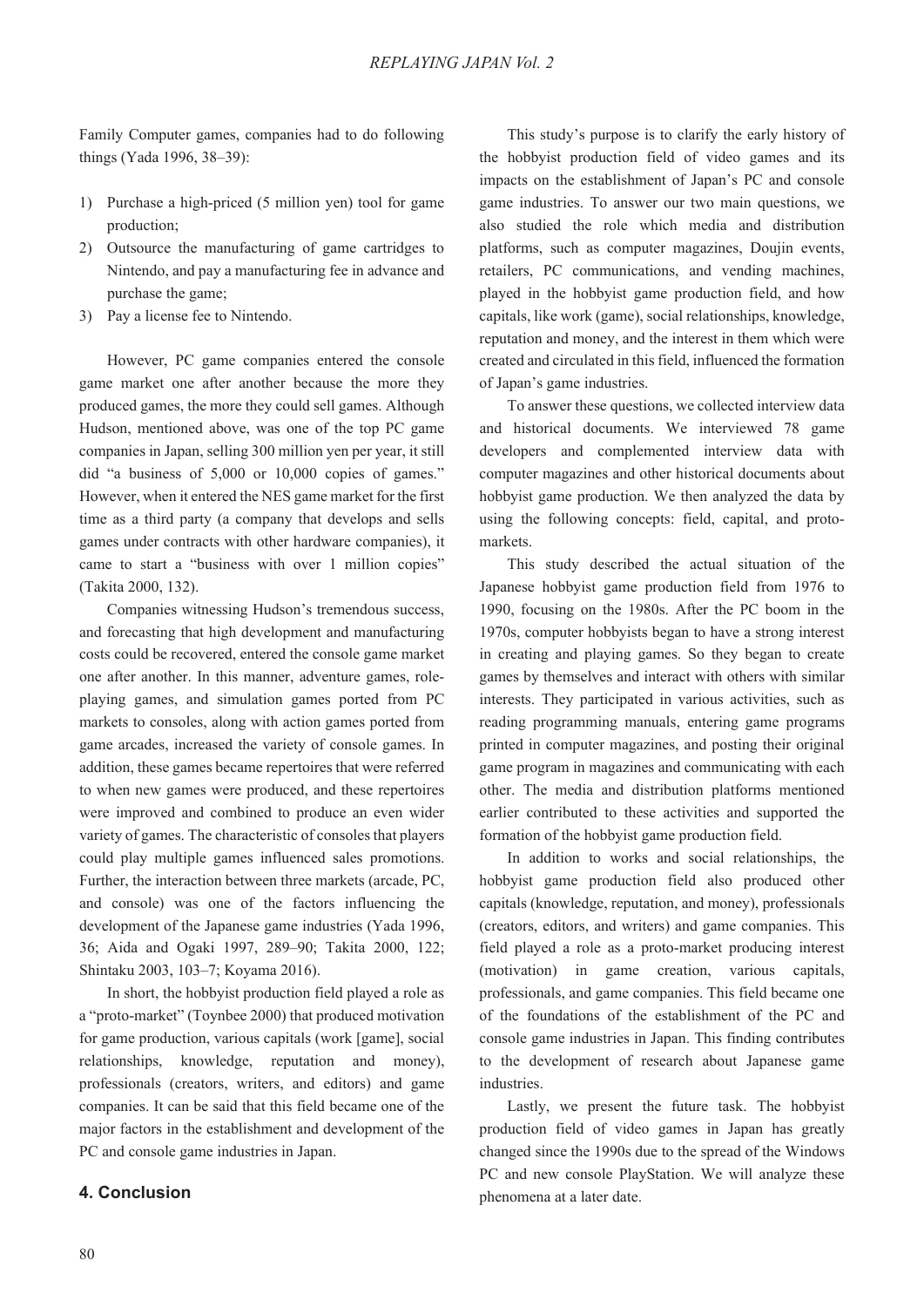Family Computer games, companies had to do following things (Yada 1996, 38–39):

1) Purchase a high-priced (5 million yen) tool for game production;
2) Outsource the manufacturing of game cartridges to Nintendo, and pay a manufacturing fee in advance and purchase the game;
3) Pay a license fee to Nintendo.

However, PC game companies entered the console game market one after another because the more they produced games, the more they could sell games. Although Hudson, mentioned above, was one of the top PC game companies in Japan, selling 300 million yen per year, it still did "a business of 5,000 or 10,000 copies of games." However, when it entered the NES game market for the first time as a third party (a company that develops and sells games under contracts with other hardware companies), it came to start a "business with over 1 million copies" (Takita 2000, 132).

Companies witnessing Hudson's tremendous success, and forecasting that high development and manufacturing costs could be recovered, entered the console game market one after another. In this manner, adventure games, role-playing games, and simulation games ported from PC markets to consoles, along with action games ported from game arcades, increased the variety of console games. In addition, these games became repertoires that were referred to when new games were produced, and these repertoires were improved and combined to produce an even wider variety of games. The characteristic of consoles that players could play multiple games influenced sales promotions. Further, the interaction between three markets (arcade, PC, and console) was one of the factors influencing the development of the Japanese game industries (Yada 1996, 36; Aida and Ogaki 1997, 289–90; Takita 2000, 122; Shintaku 2003, 103–7; Koyama 2016).

In short, the hobbyist production field played a role as a "proto-market" (Toynbee 2000) that produced motivation for game production, various capitals (work [game], social relationships, knowledge, reputation and money), professionals (creators, writers, and editors) and game companies. It can be said that this field became one of the major factors in the establishment and development of the PC and console game industries in Japan.

## 4. Conclusion

This study's purpose is to clarify the early history of the hobbyist production field of video games and its impacts on the establishment of Japan's PC and console game industries. To answer our two main questions, we also studied the role which media and distribution platforms, such as computer magazines, Doujin events, retailers, PC communications, and vending machines, played in the hobbyist game production field, and how capitals, like work (game), social relationships, knowledge, reputation and money, and the interest in them which were created and circulated in this field, influenced the formation of Japan's game industries.

To answer these questions, we collected interview data and historical documents. We interviewed 78 game developers and complemented interview data with computer magazines and other historical documents about hobbyist game production. We then analyzed the data by using the following concepts: field, capital, and proto-markets.

This study described the actual situation of the Japanese hobbyist game production field from 1976 to 1990, focusing on the 1980s. After the PC boom in the 1970s, computer hobbyists began to have a strong interest in creating and playing games. So they began to create games by themselves and interact with others with similar interests. They participated in various activities, such as reading programming manuals, entering game programs printed in computer magazines, and posting their original game program in magazines and communicating with each other. The media and distribution platforms mentioned earlier contributed to these activities and supported the formation of the hobbyist game production field.

In addition to works and social relationships, the hobbyist game production field also produced other capitals (knowledge, reputation, and money), professionals (creators, editors, and writers) and game companies. This field played a role as a proto-market producing interest (motivation) in game creation, various capitals, professionals, and game companies. This field became one of the foundations of the establishment of the PC and console game industries in Japan. This finding contributes to the development of research about Japanese game industries.

Lastly, we present the future task. The hobbyist production field of video games in Japan has greatly changed since the 1990s due to the spread of the Windows PC and new console PlayStation. We will analyze these phenomena at a later date.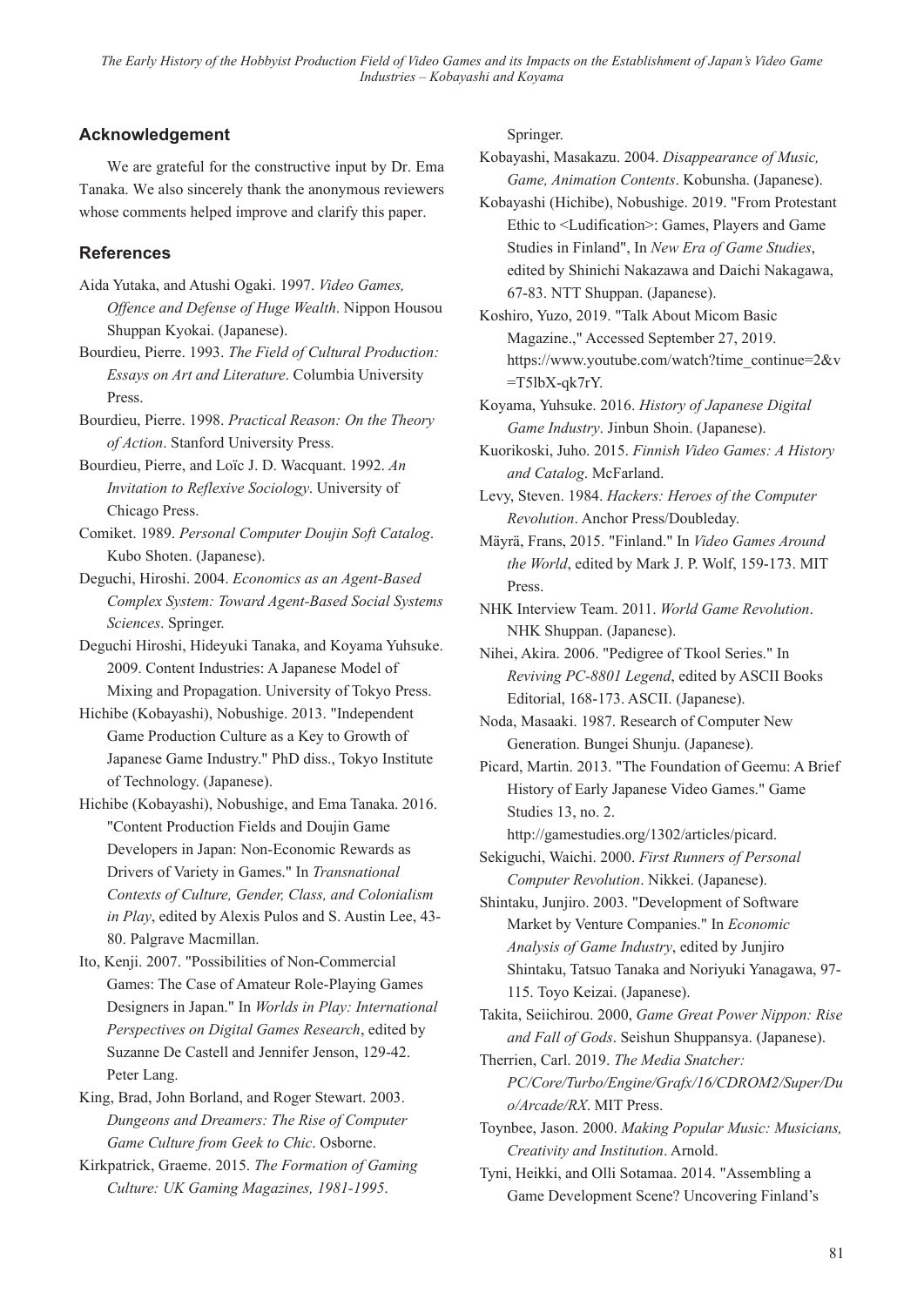## Acknowledgement

We are grateful for the constructive input by Dr. Ema Tanaka. We also sincerely thank the anonymous reviewers whose comments helped improve and clarify this paper.

## References

Aida Yutaka, and Atushi Ogaki. 1997. *Video Games, Offence and Defense of Huge Wealth*. Nippon Housou Shuppan Kyokai. (Japanese).

Bourdieu, Pierre. 1993. *The Field of Cultural Production: Essays on Art and Literature*. Columbia University Press.

Bourdieu, Pierre. 1998. *Practical Reason: On the Theory of Action*. Stanford University Press.

Bourdieu, Pierre, and Loïc J. D. Wacquant. 1992. *An Invitation to Reflexive Sociology*. University of Chicago Press.

Comiket. 1989. *Personal Computer Doujin Soft Catalog*. Kubo Shoten. (Japanese).

Deguchi, Hiroshi. 2004. *Economics as an Agent-Based Complex System: Toward Agent-Based Social Systems Sciences*. Springer.

Deguchi Hiroshi, Hideyuki Tanaka, and Koyama Yuhsuke. 2009. Content Industries: A Japanese Model of Mixing and Propagation. University of Tokyo Press.

Hichibe (Kobayashi), Nobushige. 2013. "Independent Game Production Culture as a Key to Growth of Japanese Game Industry." PhD diss., Tokyo Institute of Technology. (Japanese).

Hichibe (Kobayashi), Nobushige, and Ema Tanaka. 2016. "Content Production Fields and Doujin Game Developers in Japan: Non-Economic Rewards as Drivers of Variety in Games." In *Transnational Contexts of Culture, Gender, Class, and Colonialism in Play*, edited by Alexis Pulos and S. Austin Lee, 43-80. Palgrave Macmillan.

Ito, Kenji. 2007. "Possibilities of Non-Commercial Games: The Case of Amateur Role-Playing Games Designers in Japan." In *Worlds in Play: International Perspectives on Digital Games Research*, edited by Suzanne De Castell and Jennifer Jenson, 129-42. Peter Lang.

King, Brad, John Borland, and Roger Stewart. 2003. *Dungeons and Dreamers: The Rise of Computer Game Culture from Geek to Chic*. Osborne.

Kirkpatrick, Graeme. 2015. *The Formation of Gaming Culture: UK Gaming Magazines, 1981-1995*. Springer.

Kobayashi, Masakazu. 2004. *Disappearance of Music, Game, Animation Contents*. Kobunsha. (Japanese).

Kobayashi (Hichibe), Nobushige. 2019. "From Protestant Ethic to <Ludification>: Games, Players and Game Studies in Finland", In *New Era of Game Studies*, edited by Shinichi Nakazawa and Daichi Nakagawa, 67-83. NTT Shuppan. (Japanese).

Koshiro, Yuzo, 2019. "Talk About Micom Basic Magazine.," Accessed September 27, 2019. https://www.youtube.com/watch?time_continue=2&v=T5lbX-qk7rY.

Koyama, Yuhsuke. 2016. *History of Japanese Digital Game Industry*. Jinbun Shoin. (Japanese).

Kuorikoski, Juho. 2015. *Finnish Video Games: A History and Catalog*. McFarland.

Levy, Steven. 1984. *Hackers: Heroes of the Computer Revolution*. Anchor Press/Doubleday.

Mäyrä, Frans, 2015. "Finland." In *Video Games Around the World*, edited by Mark J. P. Wolf, 159-173. MIT Press.

NHK Interview Team. 2011. *World Game Revolution*. NHK Shuppan. (Japanese).

Nihei, Akira. 2006. "Pedigree of Tkool Series." In *Reviving PC-8801 Legend*, edited by ASCII Books Editorial, 168-173. ASCII. (Japanese).

Noda, Masaaki. 1987. Research of Computer New Generation. Bungei Shunju. (Japanese).

Picard, Martin. 2013. "The Foundation of Geemu: A Brief History of Early Japanese Video Games." Game Studies 13, no. 2. http://gamestudies.org/1302/articles/picard.

Sekiguchi, Waichi. 2000. *First Runners of Personal Computer Revolution*. Nikkei. (Japanese).

Shintaku, Junjiro. 2003. "Development of Software Market by Venture Companies." In *Economic Analysis of Game Industry*, edited by Junjiro Shintaku, Tatsuo Tanaka and Noriyuki Yanagawa, 97-115. Toyo Keizai. (Japanese).

Takita, Seiichirou. 2000, *Game Great Power Nippon: Rise and Fall of Gods*. Seishun Shuppansya. (Japanese).

Therrien, Carl. 2019. *The Media Snatcher: PC/Core/Turbo/Engine/Grafx/16/CDROM2/Super/Duo/Arcade/RX*. MIT Press.

Toynbee, Jason. 2000. *Making Popular Music: Musicians, Creativity and Institution*. Arnold.

Tyni, Heikki, and Olli Sotamaa. 2014. "Assembling a Game Development Scene? Uncovering Finland's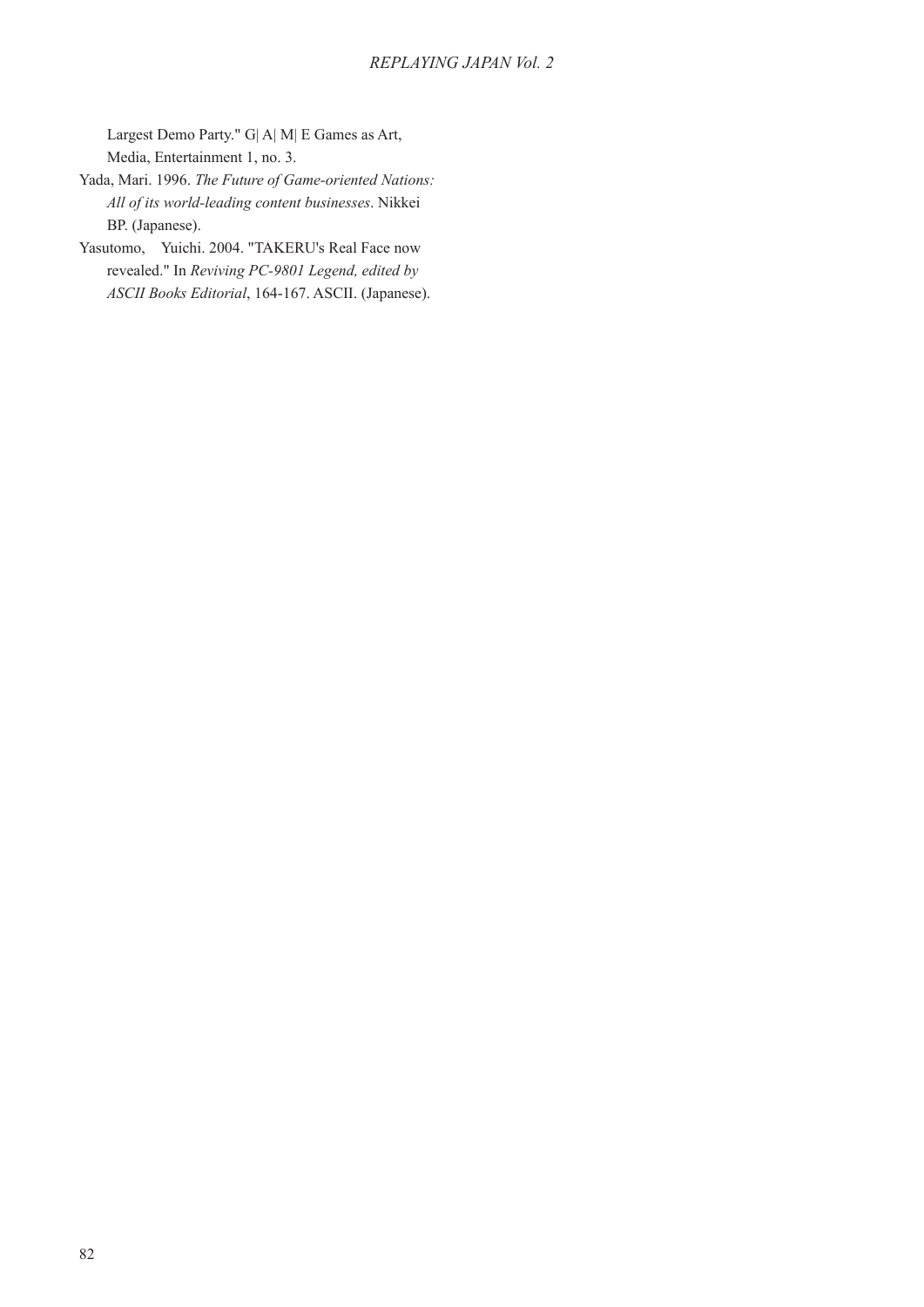Largest Demo Party." G| A| M| E Games as Art, Media, Entertainment 1, no. 3.

Yada, Mari. 1996. *The Future of Game-oriented Nations: All of its world-leading content businesses*. Nikkei BP. (Japanese).

Yasutomo,　Yuichi. 2004. "TAKERU's Real Face now revealed." In *Reviving PC-9801 Legend, edited by ASCII Books Editorial*, 164-167. ASCII. (Japanese).